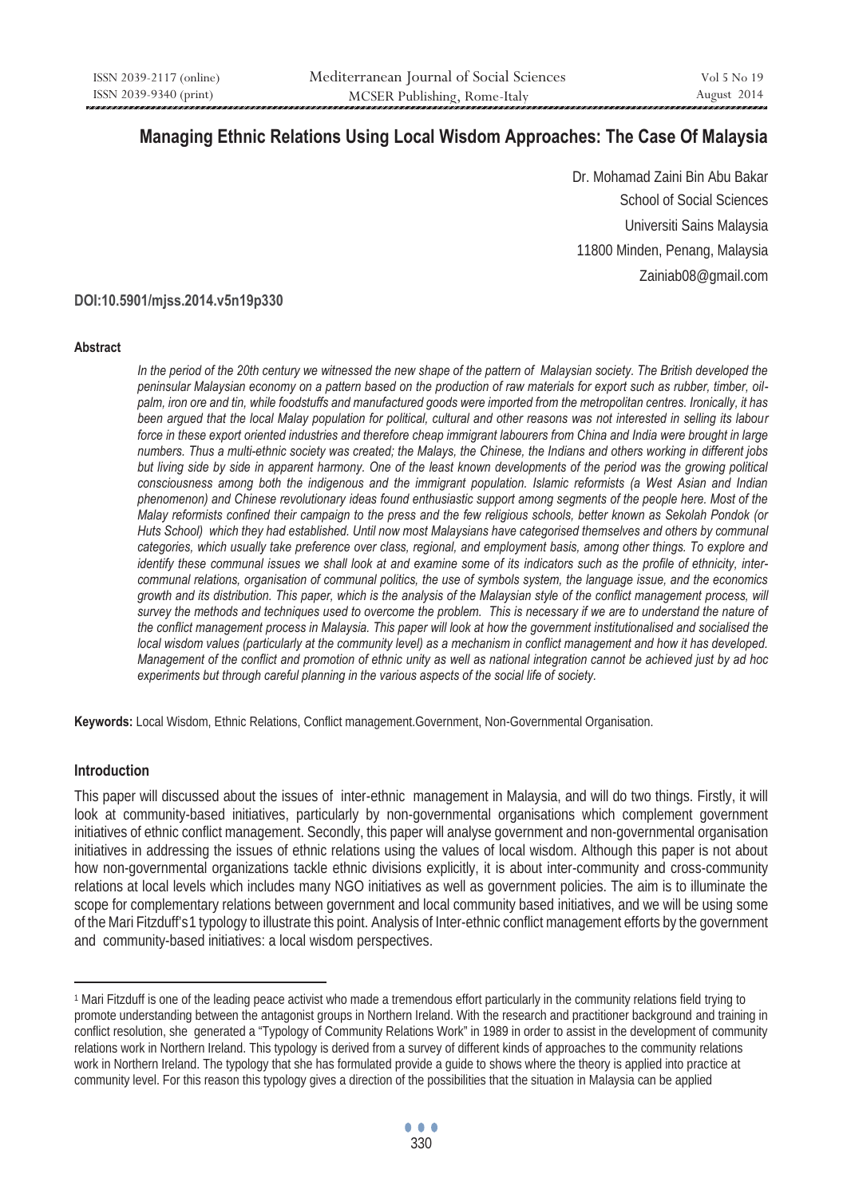# Managing Ethnic Relations Using Local Wisdom Approaches: The Case Of Malaysia

Dr. Mohamad Zaini Bin Abu Bakar
School of Social Sciences
Universiti Sains Malaysia
11800 Minden, Penang, Malaysia
Zainiab08@gmail.com

**DOI:10.5901/mjss.2014.v5n19p330**

#### Abstract

*In the period of the 20th century we witnessed the new shape of the pattern of Malaysian society. The British developed the peninsular Malaysian economy on a pattern based on the production of raw materials for export such as rubber, timber, oil-palm, iron ore and tin, while foodstuffs and manufactured goods were imported from the metropolitan centres. Ironically, it has been argued that the local Malay population for political, cultural and other reasons was not interested in selling its labour force in these export oriented industries and therefore cheap immigrant labourers from China and India were brought in large numbers. Thus a multi-ethnic society was created; the Malays, the Chinese, the Indians and others working in different jobs but living side by side in apparent harmony. One of the least known developments of the period was the growing political consciousness among both the indigenous and the immigrant population. Islamic reformists (a West Asian and Indian phenomenon) and Chinese revolutionary ideas found enthusiastic support among segments of the people here. Most of the Malay reformists confined their campaign to the press and the few religious schools, better known as Sekolah Pondok (or Huts School) which they had established. Until now most Malaysians have categorised themselves and others by communal categories, which usually take preference over class, regional, and employment basis, among other things. To explore and identify these communal issues we shall look at and examine some of its indicators such as the profile of ethnicity, inter-communal relations, organisation of communal politics, the use of symbols system, the language issue, and the economics growth and its distribution. This paper, which is the analysis of the Malaysian style of the conflict management process, will survey the methods and techniques used to overcome the problem. This is necessary if we are to understand the nature of the conflict management process in Malaysia. This paper will look at how the government institutionalised and socialised the local wisdom values (particularly at the community level) as a mechanism in conflict management and how it has developed. Management of the conflict and promotion of ethnic unity as well as national integration cannot be achieved just by ad hoc experiments but through careful planning in the various aspects of the social life of society.*

**Keywords:** Local Wisdom, Ethnic Relations, Conflict management.Government, Non-Governmental Organisation.

### Introduction

This paper will discussed about the issues of inter-ethnic management in Malaysia, and will do two things. Firstly, it will look at community-based initiatives, particularly by non-governmental organisations which complement government initiatives of ethnic conflict management. Secondly, this paper will analyse government and non-governmental organisation initiatives in addressing the issues of ethnic relations using the values of local wisdom. Although this paper is not about how non-governmental organizations tackle ethnic divisions explicitly, it is about inter-community and cross-community relations at local levels which includes many NGO initiatives as well as government policies. The aim is to illuminate the scope for complementary relations between government and local community based initiatives, and we will be using some of the Mari Fitzduff's[1] typology to illustrate this point. Analysis of Inter-ethnic conflict management efforts by the government and community-based initiatives: a local wisdom perspectives.

---

[1] Mari Fitzduff is one of the leading peace activist who made a tremendous effort particularly in the community relations field trying to promote understanding between the antagonist groups in Northern Ireland. With the research and practitioner background and training in conflict resolution, she generated a "Typology of Community Relations Work" in 1989 in order to assist in the development of community relations work in Northern Ireland. This typology is derived from a survey of different kinds of approaches to the community relations work in Northern Ireland. The typology that she has formulated provide a guide to shows where the theory is applied into practice at community level. For this reason this typology gives a direction of the possibilities that the situation in Malaysia can be applied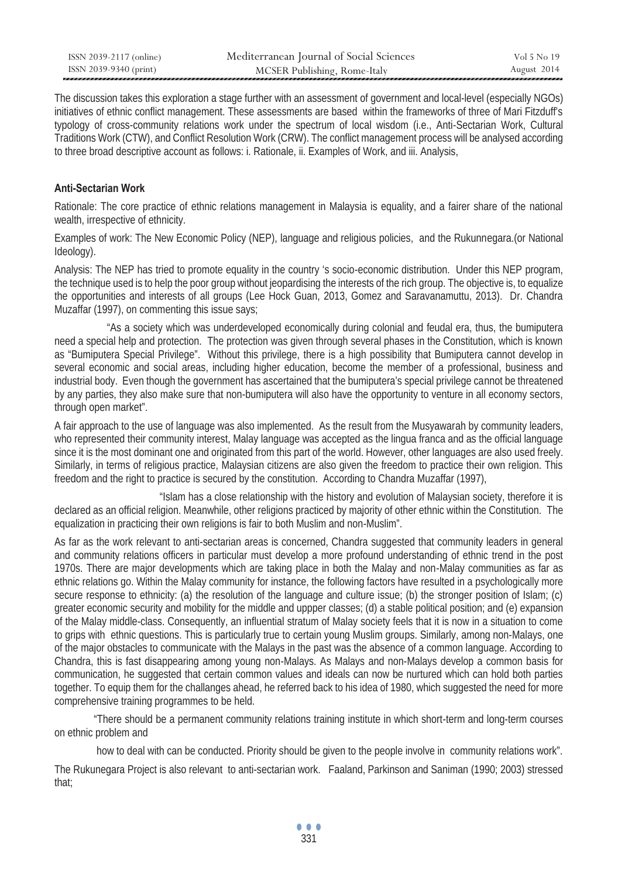The discussion takes this exploration a stage further with an assessment of government and local-level (especially NGOs) initiatives of ethnic conflict management. These assessments are based within the frameworks of three of Mari Fitzduff's typology of cross-community relations work under the spectrum of local wisdom (i.e., Anti-Sectarian Work, Cultural Traditions Work (CTW), and Conflict Resolution Work (CRW). The conflict management process will be analysed according to three broad descriptive account as follows: i. Rationale, ii. Examples of Work, and iii. Analysis,

**Anti-Sectarian Work**

Rationale: The core practice of ethnic relations management in Malaysia is equality, and a fairer share of the national wealth, irrespective of ethnicity.

Examples of work: The New Economic Policy (NEP), language and religious policies, and the Rukunnegara.(or National Ideology).

Analysis: The NEP has tried to promote equality in the country 's socio-economic distribution. Under this NEP program, the technique used is to help the poor group without jeopardising the interests of the rich group. The objective is, to equalize the opportunities and interests of all groups (Lee Hock Guan, 2013, Gomez and Saravanamuttu, 2013). Dr. Chandra Muzaffar (1997), on commenting this issue says;

"As a society which was underdeveloped economically during colonial and feudal era, thus, the bumiputera need a special help and protection. The protection was given through several phases in the Constitution, which is known as "Bumiputera Special Privilege". Without this privilege, there is a high possibility that Bumiputera cannot develop in several economic and social areas, including higher education, become the member of a professional, business and industrial body. Even though the government has ascertained that the bumiputera's special privilege cannot be threatened by any parties, they also make sure that non-bumiputera will also have the opportunity to venture in all economy sectors, through open market".

A fair approach to the use of language was also implemented. As the result from the Musyawarah by community leaders, who represented their community interest, Malay language was accepted as the lingua franca and as the official language since it is the most dominant one and originated from this part of the world. However, other languages are also used freely. Similarly, in terms of religious practice, Malaysian citizens are also given the freedom to practice their own religion. This freedom and the right to practice is secured by the constitution. According to Chandra Muzaffar (1997),

"Islam has a close relationship with the history and evolution of Malaysian society, therefore it is declared as an official religion. Meanwhile, other religions practiced by majority of other ethnic within the Constitution. The equalization in practicing their own religions is fair to both Muslim and non-Muslim".

As far as the work relevant to anti-sectarian areas is concerned, Chandra suggested that community leaders in general and community relations officers in particular must develop a more profound understanding of ethnic trend in the post 1970s. There are major developments which are taking place in both the Malay and non-Malay communities as far as ethnic relations go. Within the Malay community for instance, the following factors have resulted in a psychologically more secure response to ethnicity: (a) the resolution of the language and culture issue; (b) the stronger position of Islam; (c) greater economic security and mobility for the middle and uppper classes; (d) a stable political position; and (e) expansion of the Malay middle-class. Consequently, an influential stratum of Malay society feels that it is now in a situation to come to grips with ethnic questions. This is particularly true to certain young Muslim groups. Similarly, among non-Malays, one of the major obstacles to communicate with the Malays in the past was the absence of a common language. According to Chandra, this is fast disappearing among young non-Malays. As Malays and non-Malays develop a common basis for communication, he suggested that certain common values and ideals can now be nurtured which can hold both parties together. To equip them for the challanges ahead, he referred back to his idea of 1980, which suggested the need for more comprehensive training programmes to be held.

"There should be a permanent community relations training institute in which short-term and long-term courses on ethnic problem and

how to deal with can be conducted. Priority should be given to the people involve in community relations work".

The Rukunegara Project is also relevant to anti-sectarian work. Faaland, Parkinson and Saniman (1990; 2003) stressed that;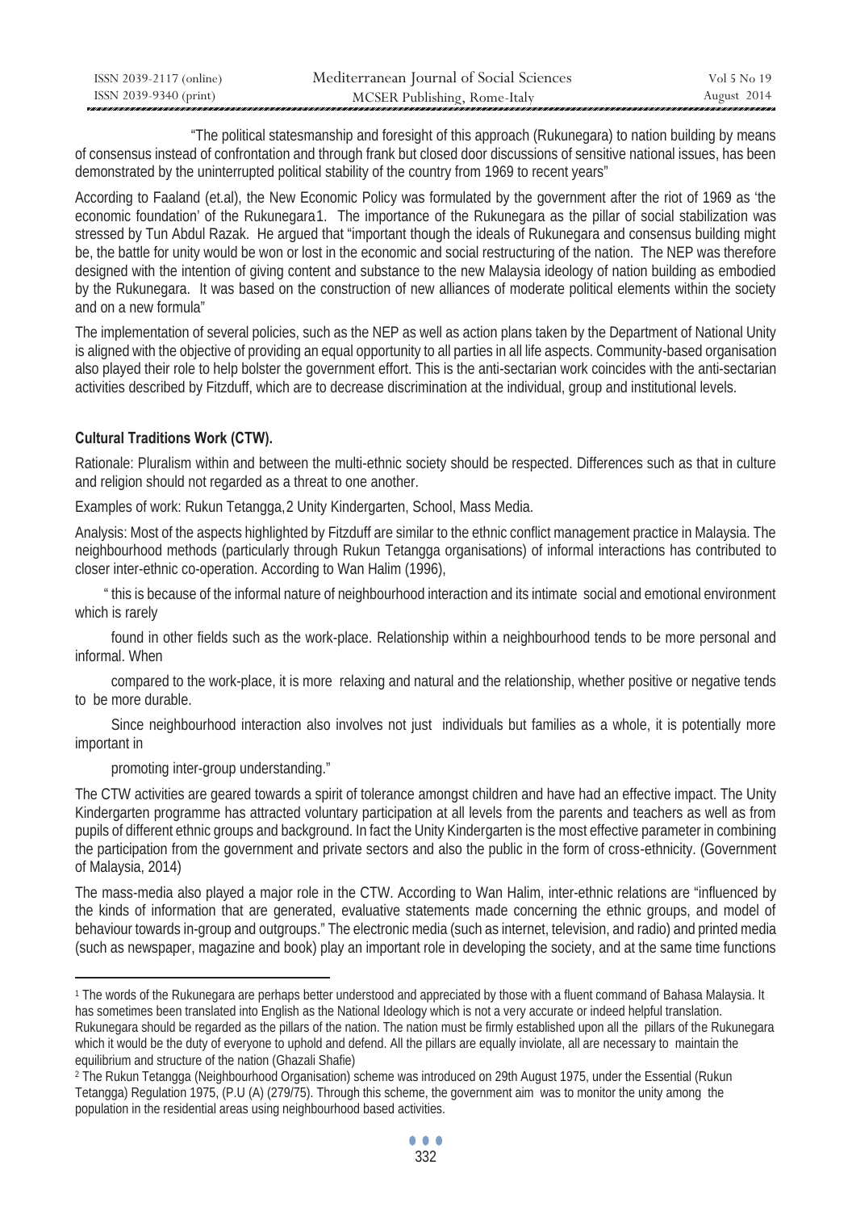"The political statesmanship and foresight of this approach (Rukunegara) to nation building by means of consensus instead of confrontation and through frank but closed door discussions of sensitive national issues, has been demonstrated by the uninterrupted political stability of the country from 1969 to recent years"

According to Faaland (et.al), the New Economic Policy was formulated by the government after the riot of 1969 as 'the economic foundation' of the Rukunegara[1]. The importance of the Rukunegara as the pillar of social stabilization was stressed by Tun Abdul Razak. He argued that "important though the ideals of Rukunegara and consensus building might be, the battle for unity would be won or lost in the economic and social restructuring of the nation. The NEP was therefore designed with the intention of giving content and substance to the new Malaysia ideology of nation building as embodied by the Rukunegara. It was based on the construction of new alliances of moderate political elements within the society and on a new formula"

The implementation of several policies, such as the NEP as well as action plans taken by the Department of National Unity is aligned with the objective of providing an equal opportunity to all parties in all life aspects. Community-based organisation also played their role to help bolster the government effort. This is the anti-sectarian work coincides with the anti-sectarian activities described by Fitzduff, which are to decrease discrimination at the individual, group and institutional levels.

**Cultural Traditions Work (CTW).**

Rationale: Pluralism within and between the multi-ethnic society should be respected. Differences such as that in culture and religion should not regarded as a threat to one another.

Examples of work: Rukun Tetangga,[2] Unity Kindergarten, School, Mass Media.

Analysis: Most of the aspects highlighted by Fitzduff are similar to the ethnic conflict management practice in Malaysia. The neighbourhood methods (particularly through Rukun Tetangga organisations) of informal interactions has contributed to closer inter-ethnic co-operation. According to Wan Halim (1996),

> " this is because of the informal nature of neighbourhood interaction and its intimate social and emotional environment which is rarely
>
> found in other fields such as the work-place. Relationship within a neighbourhood tends to be more personal and informal. When
>
> compared to the work-place, it is more relaxing and natural and the relationship, whether positive or negative tends to be more durable.
>
> Since neighbourhood interaction also involves not just individuals but families as a whole, it is potentially more important in
>
> promoting inter-group understanding."

The CTW activities are geared towards a spirit of tolerance amongst children and have had an effective impact. The Unity Kindergarten programme has attracted voluntary participation at all levels from the parents and teachers as well as from pupils of different ethnic groups and background. In fact the Unity Kindergarten is the most effective parameter in combining the participation from the government and private sectors and also the public in the form of cross-ethnicity. (Government of Malaysia, 2014)

The mass-media also played a major role in the CTW. According to Wan Halim, inter-ethnic relations are "influenced by the kinds of information that are generated, evaluative statements made concerning the ethnic groups, and model of behaviour towards in-group and outgroups." The electronic media (such as internet, television, and radio) and printed media (such as newspaper, magazine and book) play an important role in developing the society, and at the same time functions

---

[1] The words of the Rukunegara are perhaps better understood and appreciated by those with a fluent command of Bahasa Malaysia. It has sometimes been translated into English as the National Ideology which is not a very accurate or indeed helpful translation. Rukunegara should be regarded as the pillars of the nation. The nation must be firmly established upon all the pillars of the Rukunegara which it would be the duty of everyone to uphold and defend. All the pillars are equally inviolate, all are necessary to maintain the equilibrium and structure of the nation (Ghazali Shafie)

[2] The Rukun Tetangga (Neighbourhood Organisation) scheme was introduced on 29th August 1975, under the Essential (Rukun Tetangga) Regulation 1975, (P.U (A) (279/75). Through this scheme, the government aim was to monitor the unity among the population in the residential areas using neighbourhood based activities.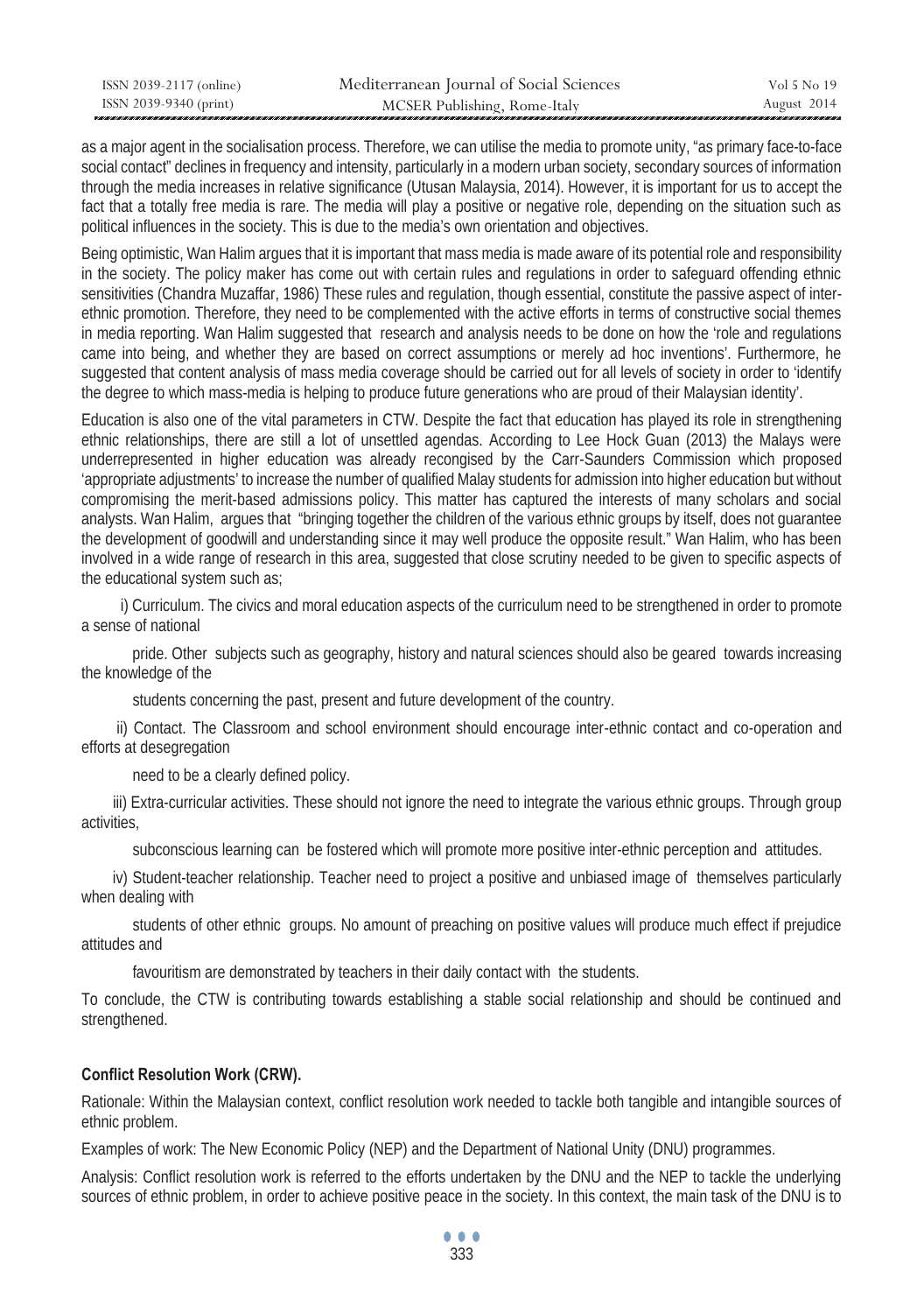as a major agent in the socialisation process. Therefore, we can utilise the media to promote unity, "as primary face-to-face social contact" declines in frequency and intensity, particularly in a modern urban society, secondary sources of information through the media increases in relative significance (Utusan Malaysia, 2014). However, it is important for us to accept the fact that a totally free media is rare. The media will play a positive or negative role, depending on the situation such as political influences in the society. This is due to the media's own orientation and objectives.

Being optimistic, Wan Halim argues that it is important that mass media is made aware of its potential role and responsibility in the society. The policy maker has come out with certain rules and regulations in order to safeguard offending ethnic sensitivities (Chandra Muzaffar, 1986) These rules and regulation, though essential, constitute the passive aspect of inter-ethnic promotion. Therefore, they need to be complemented with the active efforts in terms of constructive social themes in media reporting. Wan Halim suggested that research and analysis needs to be done on how the 'role and regulations came into being, and whether they are based on correct assumptions or merely ad hoc inventions'. Furthermore, he suggested that content analysis of mass media coverage should be carried out for all levels of society in order to 'identify the degree to which mass-media is helping to produce future generations who are proud of their Malaysian identity'.

Education is also one of the vital parameters in CTW. Despite the fact that education has played its role in strengthening ethnic relationships, there are still a lot of unsettled agendas. According to Lee Hock Guan (2013) the Malays were underrepresented in higher education was already recongised by the Carr-Saunders Commission which proposed 'appropriate adjustments' to increase the number of qualified Malay students for admission into higher education but without compromising the merit-based admissions policy. This matter has captured the interests of many scholars and social analysts. Wan Halim, argues that "bringing together the children of the various ethnic groups by itself, does not guarantee the development of goodwill and understanding since it may well produce the opposite result." Wan Halim, who has been involved in a wide range of research in this area, suggested that close scrutiny needed to be given to specific aspects of the educational system such as;

i) Curriculum. The civics and moral education aspects of the curriculum need to be strengthened in order to promote a sense of national pride. Other subjects such as geography, history and natural sciences should also be geared towards increasing the knowledge of the students concerning the past, present and future development of the country.

ii) Contact. The Classroom and school environment should encourage inter-ethnic contact and co-operation and efforts at desegregation need to be a clearly defined policy.

iii) Extra-curricular activities. These should not ignore the need to integrate the various ethnic groups. Through group activities, subconscious learning can be fostered which will promote more positive inter-ethnic perception and attitudes.

iv) Student-teacher relationship. Teacher need to project a positive and unbiased image of themselves particularly when dealing with students of other ethnic groups. No amount of preaching on positive values will produce much effect if prejudice attitudes and favouritism are demonstrated by teachers in their daily contact with the students.

To conclude, the CTW is contributing towards establishing a stable social relationship and should be continued and strengthened.

### Conflict Resolution Work (CRW).

Rationale: Within the Malaysian context, conflict resolution work needed to tackle both tangible and intangible sources of ethnic problem.

Examples of work: The New Economic Policy (NEP) and the Department of National Unity (DNU) programmes.

Analysis: Conflict resolution work is referred to the efforts undertaken by the DNU and the NEP to tackle the underlying sources of ethnic problem, in order to achieve positive peace in the society. In this context, the main task of the DNU is to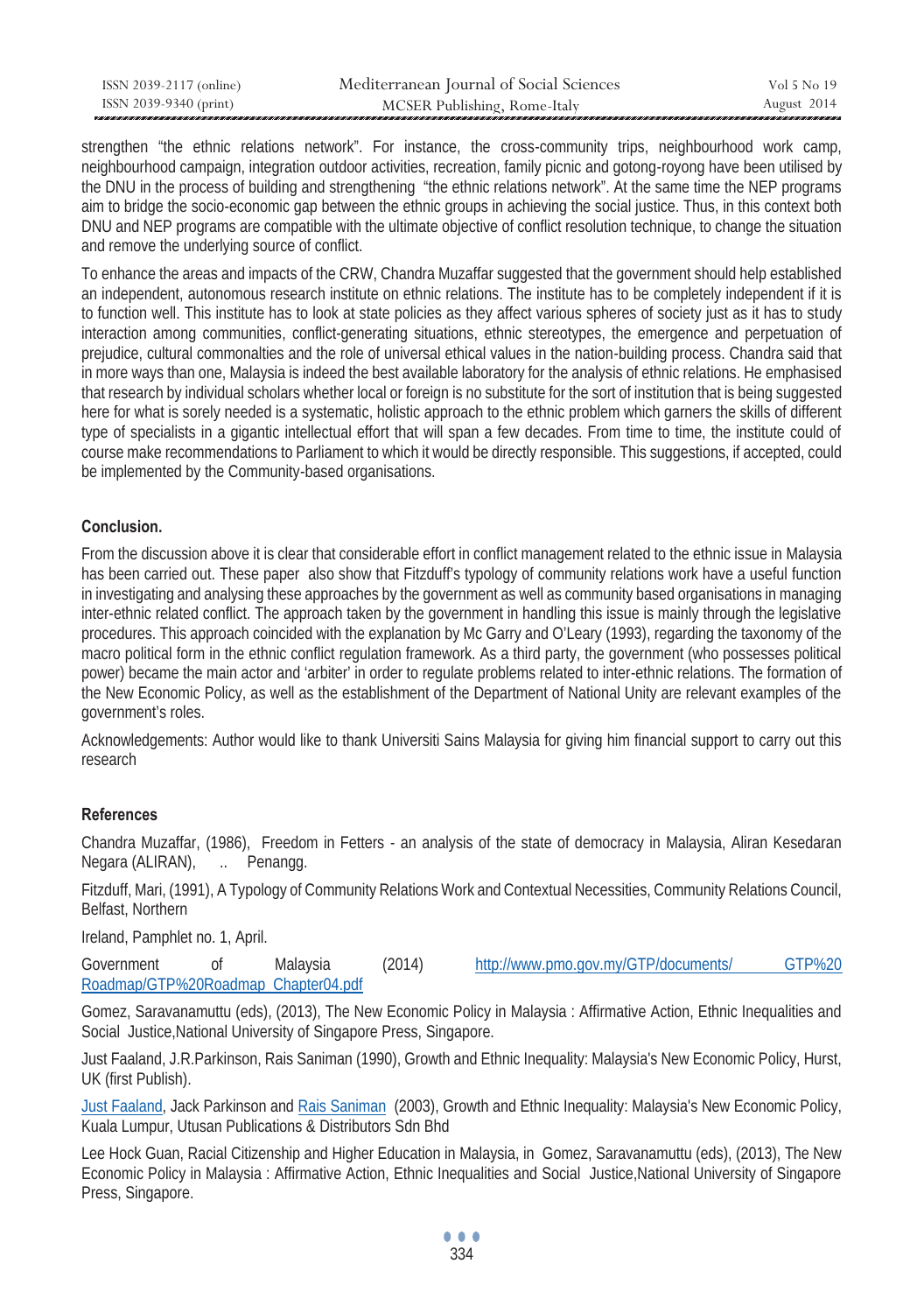strengthen "the ethnic relations network". For instance, the cross-community trips, neighbourhood work camp, neighbourhood campaign, integration outdoor activities, recreation, family picnic and gotong-royong have been utilised by the DNU in the process of building and strengthening "the ethnic relations network". At the same time the NEP programs aim to bridge the socio-economic gap between the ethnic groups in achieving the social justice. Thus, in this context both DNU and NEP programs are compatible with the ultimate objective of conflict resolution technique, to change the situation and remove the underlying source of conflict.

To enhance the areas and impacts of the CRW, Chandra Muzaffar suggested that the government should help established an independent, autonomous research institute on ethnic relations. The institute has to be completely independent if it is to function well. This institute has to look at state policies as they affect various spheres of society just as it has to study interaction among communities, conflict-generating situations, ethnic stereotypes, the emergence and perpetuation of prejudice, cultural commonalties and the role of universal ethical values in the nation-building process. Chandra said that in more ways than one, Malaysia is indeed the best available laboratory for the analysis of ethnic relations. He emphasised that research by individual scholars whether local or foreign is no substitute for the sort of institution that is being suggested here for what is sorely needed is a systematic, holistic approach to the ethnic problem which garners the skills of different type of specialists in a gigantic intellectual effort that will span a few decades. From time to time, the institute could of course make recommendations to Parliament to which it would be directly responsible. This suggestions, if accepted, could be implemented by the Community-based organisations.

**Conclusion.**

From the discussion above it is clear that considerable effort in conflict management related to the ethnic issue in Malaysia has been carried out. These paper also show that Fitzduff's typology of community relations work have a useful function in investigating and analysing these approaches by the government as well as community based organisations in managing inter-ethnic related conflict. The approach taken by the government in handling this issue is mainly through the legislative procedures. This approach coincided with the explanation by Mc Garry and O'Leary (1993), regarding the taxonomy of the macro political form in the ethnic conflict regulation framework. As a third party, the government (who possesses political power) became the main actor and 'arbiter' in order to regulate problems related to inter-ethnic relations. The formation of the New Economic Policy, as well as the establishment of the Department of National Unity are relevant examples of the government's roles.

Acknowledgements: Author would like to thank Universiti Sains Malaysia for giving him financial support to carry out this research

**References**

Chandra Muzaffar, (1986), Freedom in Fetters - an analysis of the state of democracy in Malaysia, Aliran Kesedaran Negara (ALIRAN), .. Penangg.

Fitzduff, Mari, (1991), A Typology of Community Relations Work and Contextual Necessities, Community Relations Council, Belfast, Northern

Ireland, Pamphlet no. 1, April.

Government of Malaysia (2014) http://www.pmo.gov.my/GTP/documents/ GTP%20 Roadmap/GTP%20Roadmap_Chapter04.pdf

Gomez, Saravanamuttu (eds), (2013), The New Economic Policy in Malaysia : Affirmative Action, Ethnic Inequalities and Social Justice,National University of Singapore Press, Singapore.

Just Faaland, J.R.Parkinson, Rais Saniman (1990), Growth and Ethnic Inequality: Malaysia's New Economic Policy, Hurst, UK (first Publish).

Just Faaland, Jack Parkinson and Rais Saniman (2003), Growth and Ethnic Inequality: Malaysia's New Economic Policy, Kuala Lumpur, Utusan Publications & Distributors Sdn Bhd

Lee Hock Guan, Racial Citizenship and Higher Education in Malaysia, in Gomez, Saravanamuttu (eds), (2013), The New Economic Policy in Malaysia : Affirmative Action, Ethnic Inequalities and Social Justice,National University of Singapore Press, Singapore.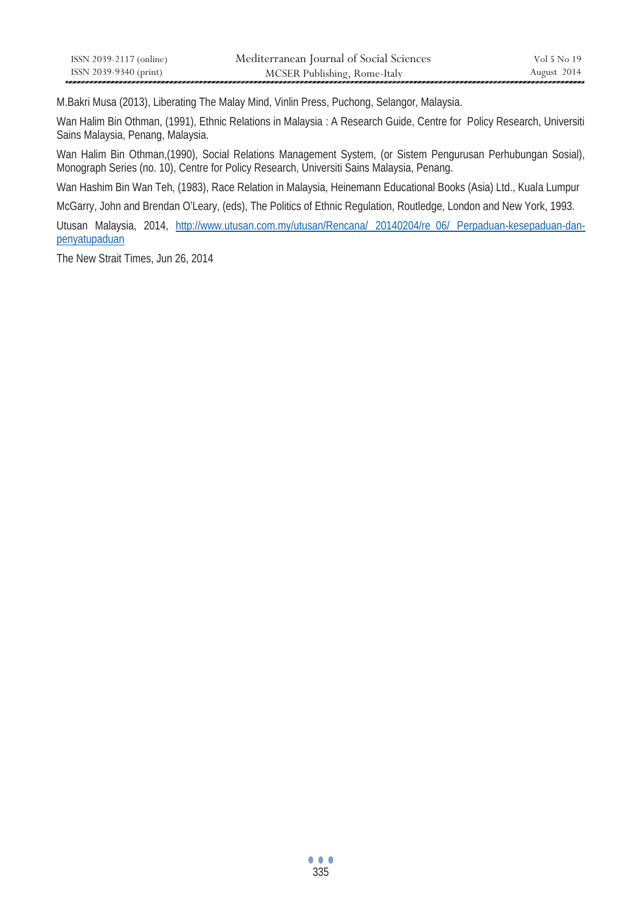M.Bakri Musa (2013), Liberating The Malay Mind, Vinlin Press, Puchong, Selangor, Malaysia.

Wan Halim Bin Othman, (1991), Ethnic Relations in Malaysia : A Research Guide, Centre for Policy Research, Universiti Sains Malaysia, Penang, Malaysia.

Wan Halim Bin Othman,(1990), Social Relations Management System, (or Sistem Pengurusan Perhubungan Sosial), Monograph Series (no. 10), Centre for Policy Research, Universiti Sains Malaysia, Penang.

Wan Hashim Bin Wan Teh, (1983), Race Relation in Malaysia, Heinemann Educational Books (Asia) Ltd., Kuala Lumpur

McGarry, John and Brendan O'Leary, (eds), The Politics of Ethnic Regulation, Routledge, London and New York, 1993.

Utusan Malaysia, 2014, http://www.utusan.com.my/utusan/Rencana/_20140204/re_06/_Perpaduan-kesepaduan-dan-penyatupaduan

The New Strait Times, Jun 26, 2014